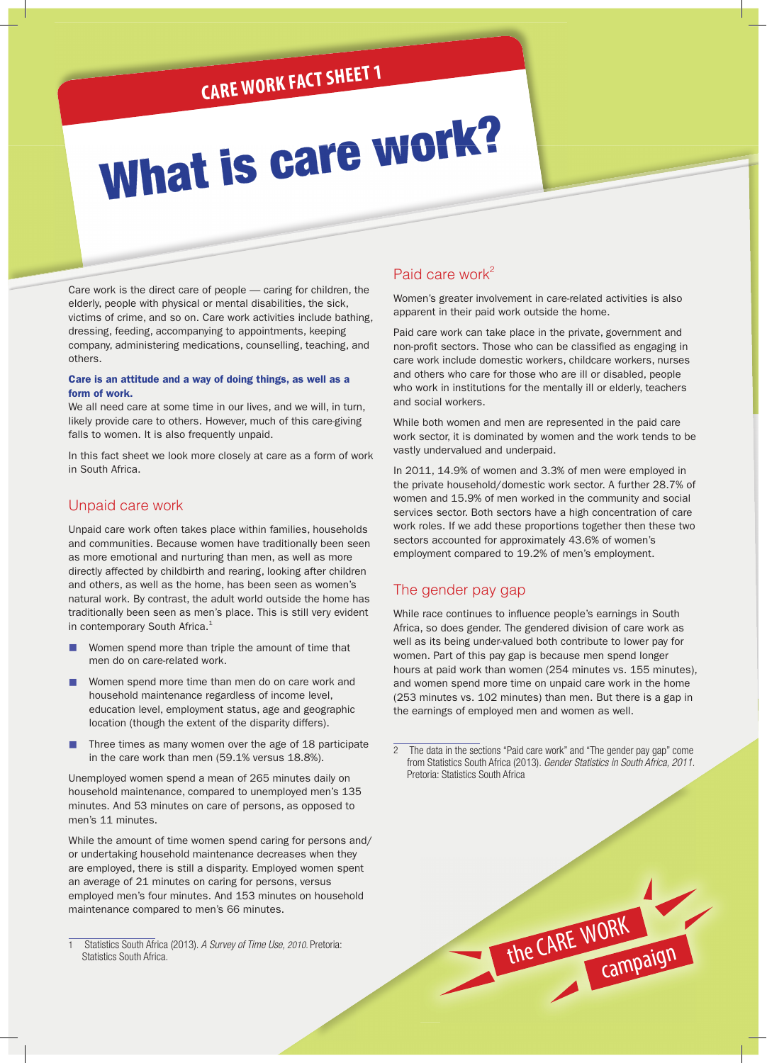CARE WORK FACT SHEET 1

# What is care work?

Care work is the direct care of people — caring for children, the elderly, people with physical or mental disabilities, the sick, victims of crime, and so on. Care work activities include bathing, dressing, feeding, accompanying to appointments, keeping company, administering medications, counselling, teaching, and others.

**Care is an attitude and a way of doing things, as well as a form of work.**

We all need care at some time in our lives, and we will, in turn, likely provide care to others. However, much of this care-giving falls to women. It is also frequently unpaid.

In this fact sheet we look more closely at care as a form of work in South Africa.

## Unpaid care work

Unpaid care work often takes place within families, households and communities. Because women have traditionally been seen as more emotional and nurturing than men, as well as more directly affected by childbirth and rearing, looking after children and others, as well as the home, has been seen as women's natural work. By contrast, the adult world outside the home has traditionally been seen as men's place. This is still very evident in contemporary South Africa.[1]

- Women spend more than triple the amount of time that men do on care-related work.
- Women spend more time than men do on care work and household maintenance regardless of income level, education level, employment status, age and geographic location (though the extent of the disparity differs).
- Three times as many women over the age of 18 participate in the care work than men (59.1% versus 18.8%).

Unemployed women spend a mean of 265 minutes daily on household maintenance, compared to unemployed men's 135 minutes. And 53 minutes on care of persons, as opposed to men's 11 minutes.

While the amount of time women spend caring for persons and/or undertaking household maintenance decreases when they are employed, there is still a disparity. Employed women spent an average of 21 minutes on caring for persons, versus employed men's four minutes. And 153 minutes on household maintenance compared to men's 66 minutes.

## Paid care work[2]

Women's greater involvement in care-related activities is also apparent in their paid work outside the home.

Paid care work can take place in the private, government and non-profit sectors. Those who can be classified as engaging in care work include domestic workers, childcare workers, nurses and others who care for those who are ill or disabled, people who work in institutions for the mentally ill or elderly, teachers and social workers.

While both women and men are represented in the paid care work sector, it is dominated by women and the work tends to be vastly undervalued and underpaid.

In 2011, 14.9% of women and 3.3% of men were employed in the private household/domestic work sector. A further 28.7% of women and 15.9% of men worked in the community and social services sector. Both sectors have a high concentration of care work roles. If we add these proportions together then these two sectors accounted for approximately 43.6% of women's employment compared to 19.2% of men's employment.

## The gender pay gap

While race continues to influence people's earnings in South Africa, so does gender. The gendered division of care work as well as its being under-valued both contribute to lower pay for women. Part of this pay gap is because men spend longer hours at paid work than women (254 minutes vs. 155 minutes), and women spend more time on unpaid care work in the home (253 minutes vs. 102 minutes) than men. But there is a gap in the earnings of employed men and women as well.

---

1 Statistics South Africa (2013). *A Survey of Time Use, 2010.* Pretoria: Statistics South Africa.

2 The data in the sections "Paid care work" and "The gender pay gap" come from Statistics South Africa (2013). *Gender Statistics in South Africa, 2011.* Pretoria: Statistics South Africa

the CARE WORK campaign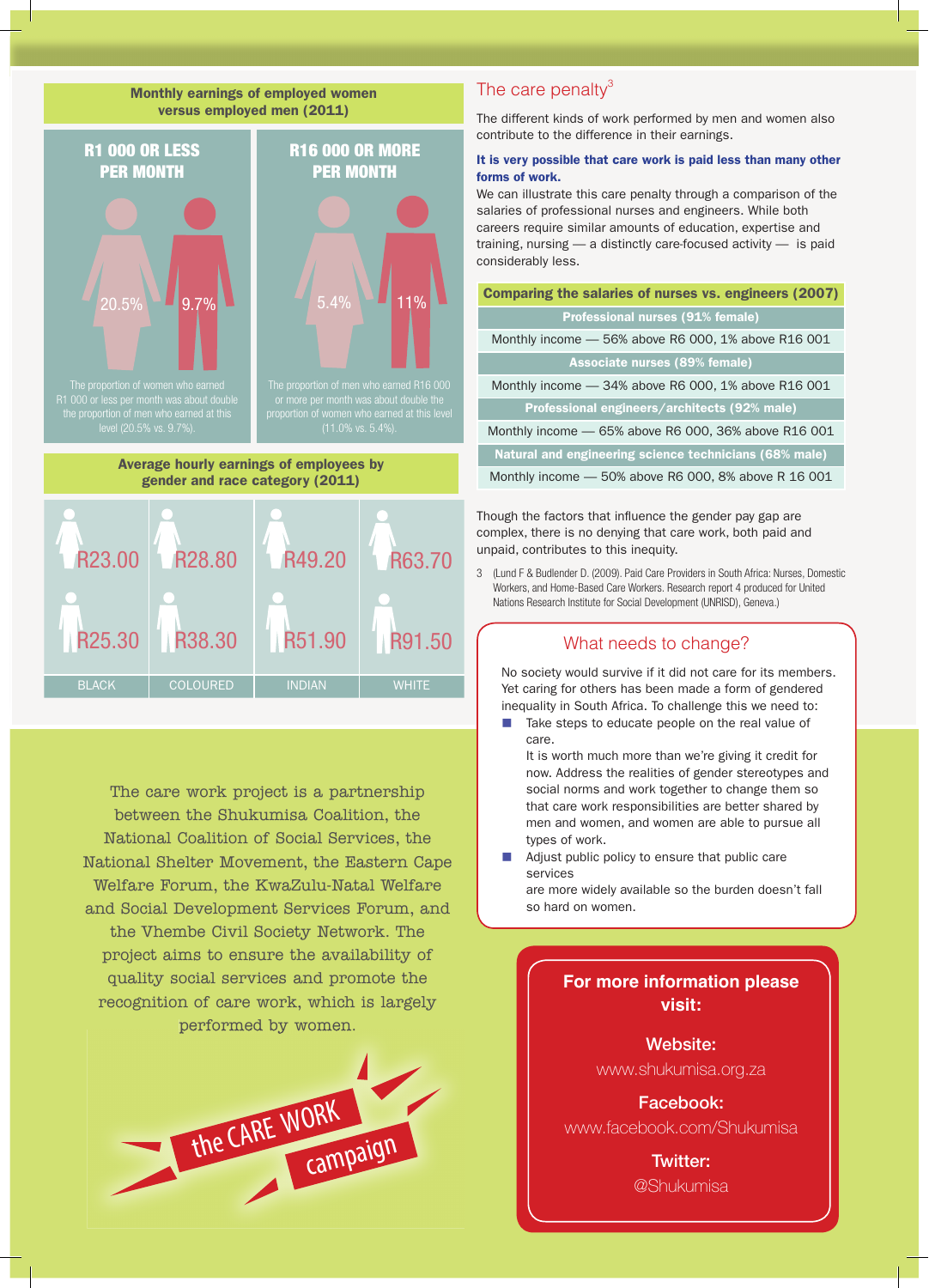## Monthly earnings of employed women versus employed men (2011)

**R1 000 OR LESS PER MONTH**

20.5%

9.7%

The proportion of women who earned R1 000 or less per month was about double the proportion of men who earned at this level (20.5% vs. 9.7%).

**R16 000 OR MORE PER MONTH**

5.4%

11%

The proportion of men who earned R16 000 or more per month was about double the proportion of women who earned at this level (11.0% vs. 5.4%).

## Average hourly earnings of employees by gender and race category (2011)

R23.00

R25.30

BLACK

R28.80

R38.30

COLOURED

R49.20

R51.90

INDIAN

R63.70

R91.50

WHITE

## The care penalty[3]

The different kinds of work performed by men and women also contribute to the difference in their earnings.

**It is very possible that care work is paid less than many other forms of work.**

We can illustrate this care penalty through a comparison of the salaries of professional nurses and engineers. While both careers require similar amounts of education, expertise and training, nursing — a distinctly care-focused activity — is paid considerably less.

| Comparing the salaries of nurses vs. engineers (2007) |
|---|
| **Professional nurses (91% female)** |
| Monthly income — 56% above R6 000, 1% above R16 001 |
| **Associate nurses (89% female)** |
| Monthly income — 34% above R6 000, 1% above R16 001 |
| **Professional engineers/architects (92% male)** |
| Monthly income — 65% above R6 000, 36% above R16 001 |
| **Natural and engineering science technicians (68% male)** |
| Monthly income — 50% above R6 000, 8% above R 16 001 |

Though the factors that influence the gender pay gap are complex, there is no denying that care work, both paid and unpaid, contributes to this inequity.

3 (Lund F & Budlender D. (2009). Paid Care Providers in South Africa: Nurses, Domestic Workers, and Home-Based Care Workers. Research report 4 produced for United Nations Research Institute for Social Development (UNRISD), Geneva.)

## What needs to change?

No society would survive if it did not care for its members. Yet caring for others has been made a form of gendered inequality in South Africa. To challenge this we need to:

- Take steps to educate people on the real value of care.
  It is worth much more than we're giving it credit for now. Address the realities of gender stereotypes and social norms and work together to change them so that care work responsibilities are better shared by men and women, and women are able to pursue all types of work.
- Adjust public policy to ensure that public care services
  are more widely available so the burden doesn't fall so hard on women.

The care work project is a partnership between the Shukumisa Coalition, the National Coalition of Social Services, the National Shelter Movement, the Eastern Cape Welfare Forum, the KwaZulu-Natal Welfare and Social Development Services Forum, and the Vhembe Civil Society Network. The project aims to ensure the availability of quality social services and promote the recognition of care work, which is largely performed by women.

the CARE WORK campaign

**For more information please visit:**

**Website:**
www.shukumisa.org.za

**Facebook:**
www.facebook.com/Shukumisa

**Twitter:**
@Shukumisa